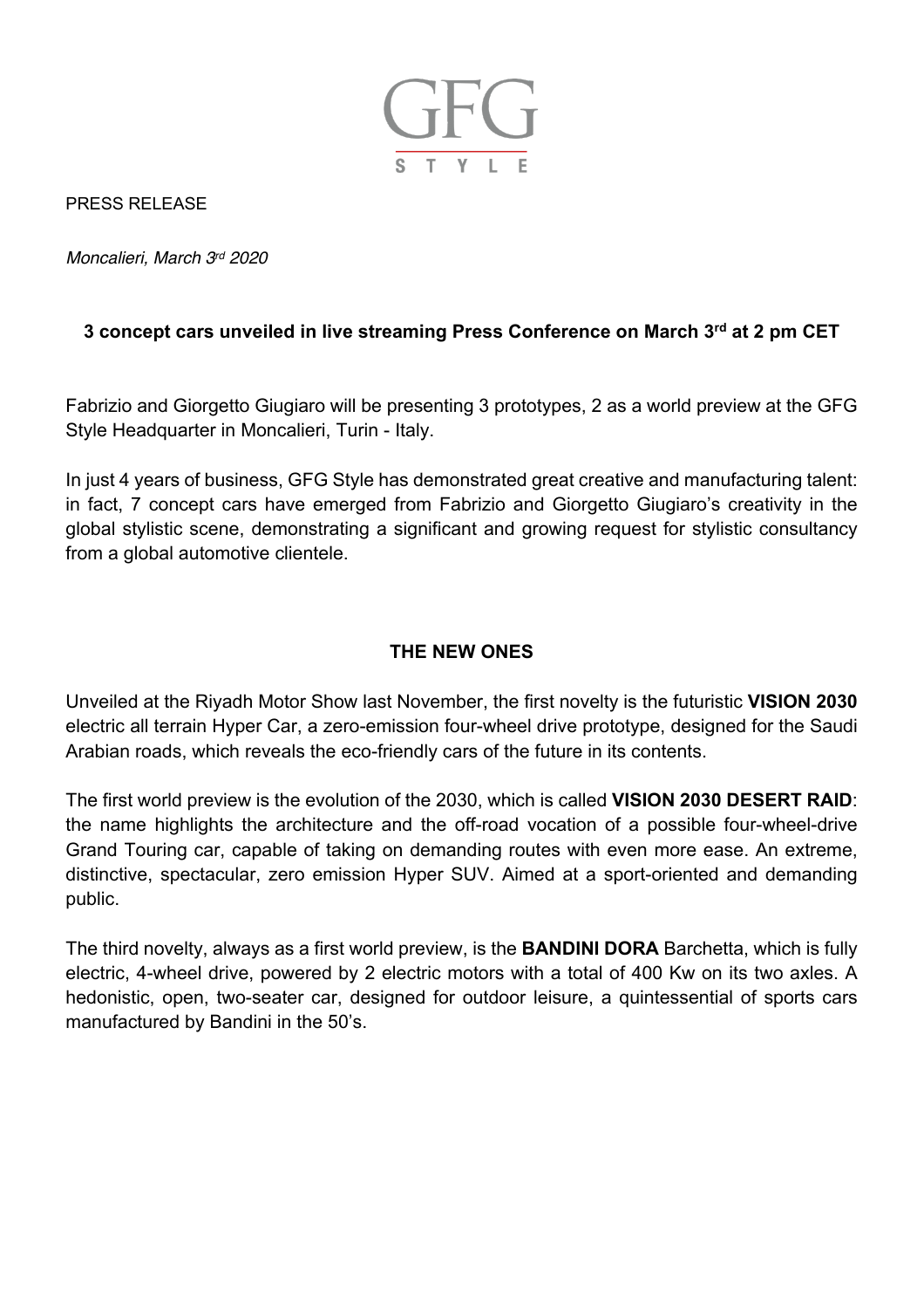GFG

STYLE

PRESS RELEASE

*Moncalieri, March 3rd 2020*

## 3 concept cars unveiled in live streaming Press Conference on March 3rd at 2 pm CET

Fabrizio and Giorgetto Giugiaro will be presenting 3 prototypes, 2 as a world preview at the GFG Style Headquarter in Moncalieri, Turin - Italy.

In just 4 years of business, GFG Style has demonstrated great creative and manufacturing talent: in fact, 7 concept cars have emerged from Fabrizio and Giorgetto Giugiaro's creativity in the global stylistic scene, demonstrating a significant and growing request for stylistic consultancy from a global automotive clientele.

## THE NEW ONES

Unveiled at the Riyadh Motor Show last November, the first novelty is the futuristic **VISION 2030** electric all terrain Hyper Car, a zero-emission four-wheel drive prototype, designed for the Saudi Arabian roads, which reveals the eco-friendly cars of the future in its contents.

The first world preview is the evolution of the 2030, which is called **VISION 2030 DESERT RAID**: the name highlights the architecture and the off-road vocation of a possible four-wheel-drive Grand Touring car, capable of taking on demanding routes with even more ease. An extreme, distinctive, spectacular, zero emission Hyper SUV. Aimed at a sport-oriented and demanding public.

The third novelty, always as a first world preview, is the **BANDINI DORA** Barchetta, which is fully electric, 4-wheel drive, powered by 2 electric motors with a total of 400 Kw on its two axles. A hedonistic, open, two-seater car, designed for outdoor leisure, a quintessential of sports cars manufactured by Bandini in the 50's.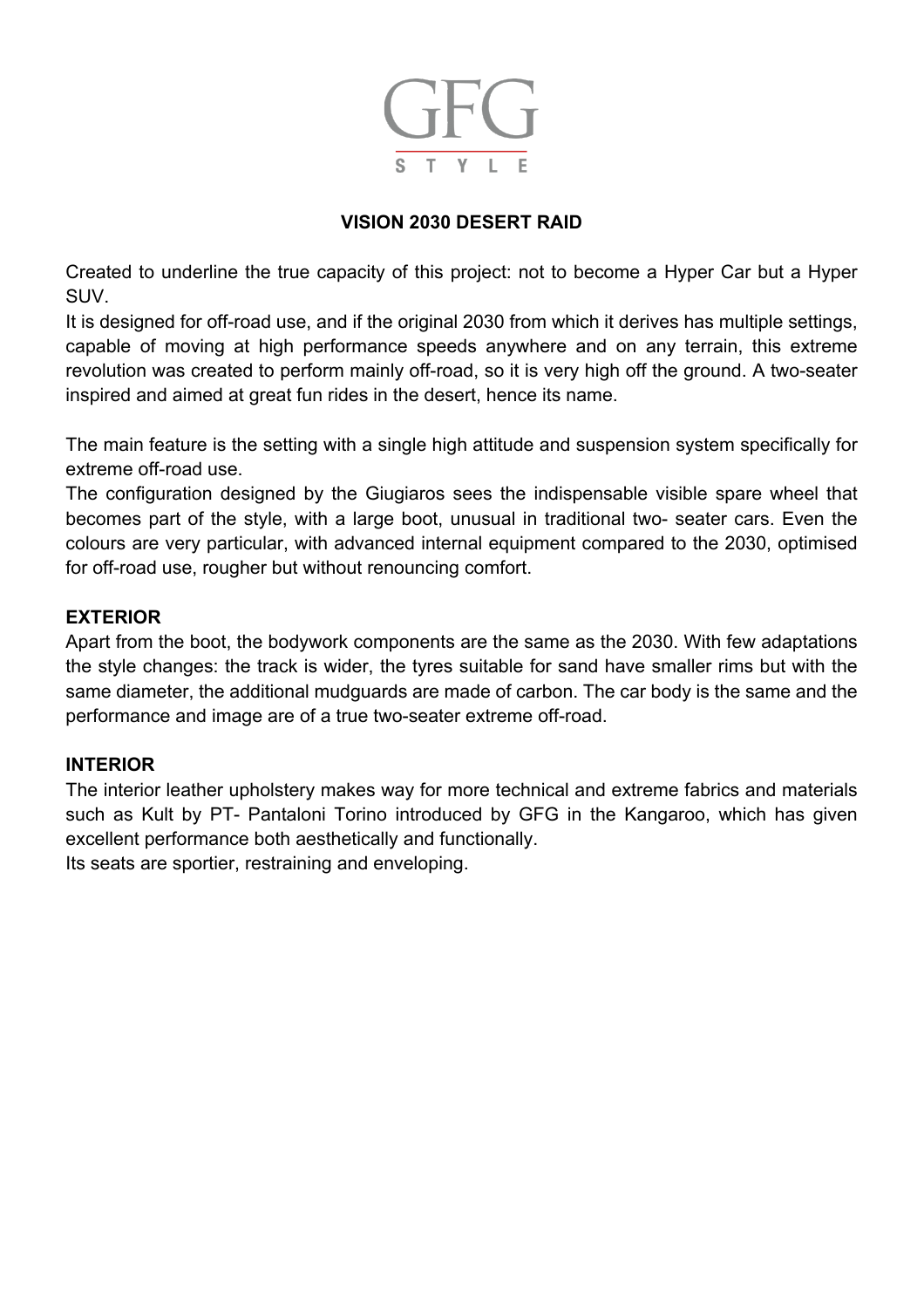GFG

STYLE

## VISION 2030 DESERT RAID

Created to underline the true capacity of this project: not to become a Hyper Car but a Hyper SUV.
It is designed for off-road use, and if the original 2030 from which it derives has multiple settings, capable of moving at high performance speeds anywhere and on any terrain, this extreme revolution was created to perform mainly off-road, so it is very high off the ground. A two-seater inspired and aimed at great fun rides in the desert, hence its name.

The main feature is the setting with a single high attitude and suspension system specifically for extreme off-road use.
The configuration designed by the Giugiaros sees the indispensable visible spare wheel that becomes part of the style, with a large boot, unusual in traditional two- seater cars. Even the colours are very particular, with advanced internal equipment compared to the 2030, optimised for off-road use, rougher but without renouncing comfort.

### EXTERIOR

Apart from the boot, the bodywork components are the same as the 2030. With few adaptations the style changes: the track is wider, the tyres suitable for sand have smaller rims but with the same diameter, the additional mudguards are made of carbon. The car body is the same and the performance and image are of a true two-seater extreme off-road.

### INTERIOR

The interior leather upholstery makes way for more technical and extreme fabrics and materials such as Kult by PT- Pantaloni Torino introduced by GFG in the Kangaroo, which has given excellent performance both aesthetically and functionally.
Its seats are sportier, restraining and enveloping.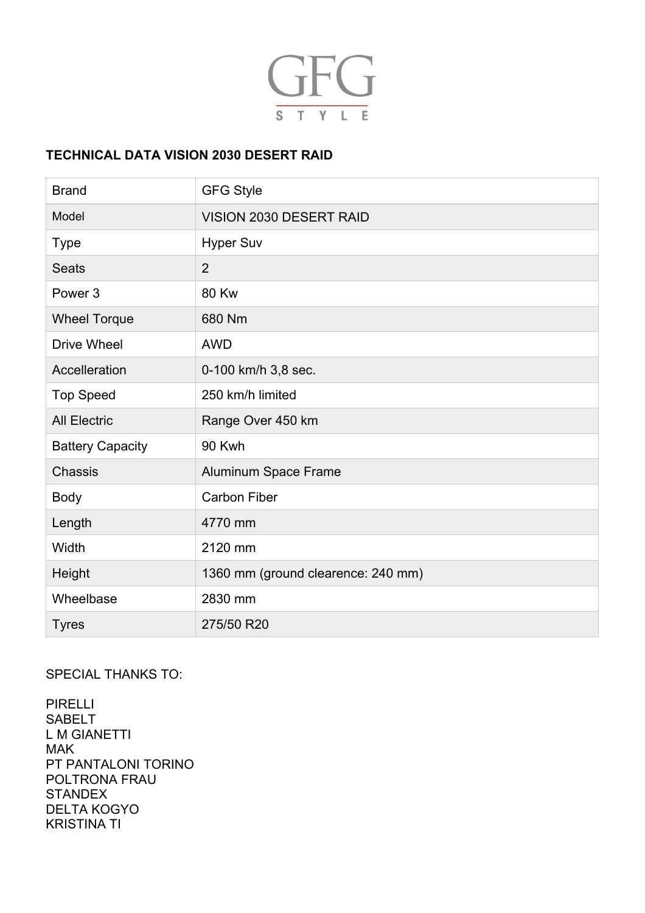GFG

STYLE

**TECHNICAL DATA VISION 2030 DESERT RAID**

| | |
|---|---|
| Brand | GFG Style |
| Model | VISION 2030 DESERT RAID |
| Type | Hyper Suv |
| Seats | 2 |
| Power 3 | 80 Kw |
| Wheel Torque | 680 Nm |
| Drive Wheel | AWD |
| Accelleration | 0-100 km/h 3,8 sec. |
| Top Speed | 250 km/h limited |
| All Electric | Range Over 450 km |
| Battery Capacity | 90 Kwh |
| Chassis | Aluminum Space Frame |
| Body | Carbon Fiber |
| Length | 4770 mm |
| Width | 2120 mm |
| Height | 1360 mm (ground clearence: 240 mm) |
| Wheelbase | 2830 mm |
| Tyres | 275/50 R20 |

SPECIAL THANKS TO:

PIRELLI
SABELT
L M GIANETTI
MAK
PT PANTALONI TORINO
POLTRONA FRAU
STANDEX
DELTA KOGYO
KRISTINA TI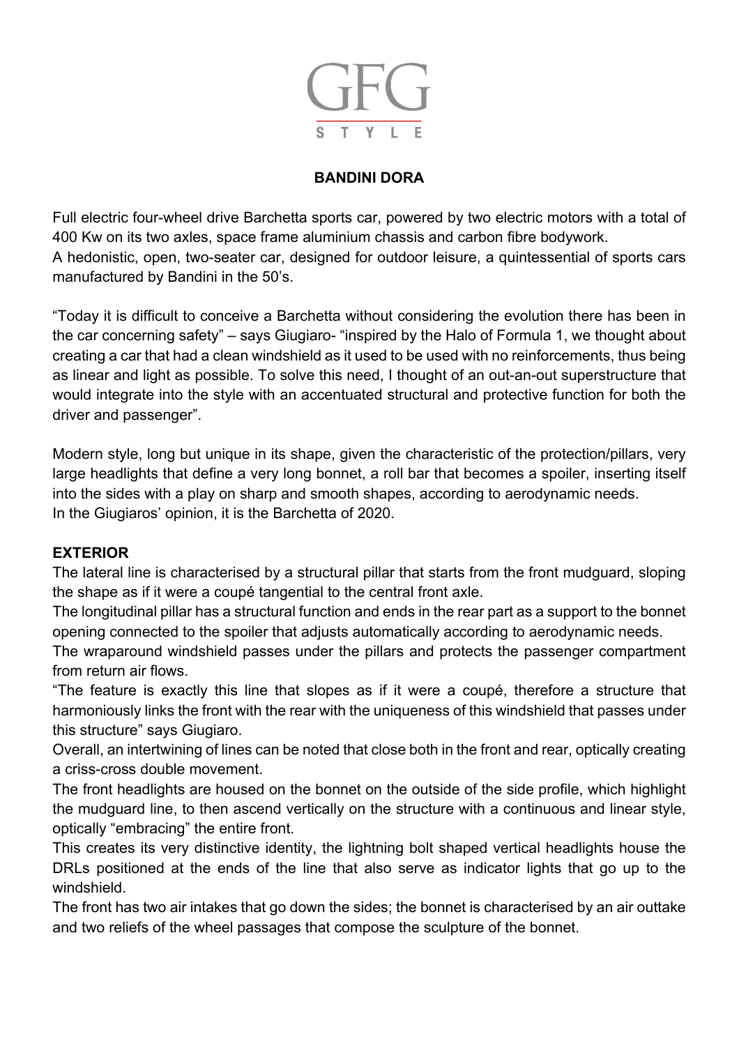GFG
STYLE

# BANDINI DORA

Full electric four-wheel drive Barchetta sports car, powered by two electric motors with a total of 400 Kw on its two axles, space frame aluminium chassis and carbon fibre bodywork.
A hedonistic, open, two-seater car, designed for outdoor leisure, a quintessential of sports cars manufactured by Bandini in the 50's.

"Today it is difficult to conceive a Barchetta without considering the evolution there has been in the car concerning safety" – says Giugiaro- "inspired by the Halo of Formula 1, we thought about creating a car that had a clean windshield as it used to be used with no reinforcements, thus being as linear and light as possible. To solve this need, I thought of an out-an-out superstructure that would integrate into the style with an accentuated structural and protective function for both the driver and passenger".

Modern style, long but unique in its shape, given the characteristic of the protection/pillars, very large headlights that define a very long bonnet, a roll bar that becomes a spoiler, inserting itself into the sides with a play on sharp and smooth shapes, according to aerodynamic needs.
In the Giugiaros' opinion, it is the Barchetta of 2020.

## EXTERIOR

The lateral line is characterised by a structural pillar that starts from the front mudguard, sloping the shape as if it were a coupé tangential to the central front axle.
The longitudinal pillar has a structural function and ends in the rear part as a support to the bonnet opening connected to the spoiler that adjusts automatically according to aerodynamic needs.
The wraparound windshield passes under the pillars and protects the passenger compartment from return air flows.
"The feature is exactly this line that slopes as if it were a coupé, therefore a structure that harmoniously links the front with the rear with the uniqueness of this windshield that passes under this structure" says Giugiaro.
Overall, an intertwining of lines can be noted that close both in the front and rear, optically creating a criss-cross double movement.
The front headlights are housed on the bonnet on the outside of the side profile, which highlight the mudguard line, to then ascend vertically on the structure with a continuous and linear style, optically "embracing" the entire front.
This creates its very distinctive identity, the lightning bolt shaped vertical headlights house the DRLs positioned at the ends of the line that also serve as indicator lights that go up to the windshield.
The front has two air intakes that go down the sides; the bonnet is characterised by an air outtake and two reliefs of the wheel passages that compose the sculpture of the bonnet.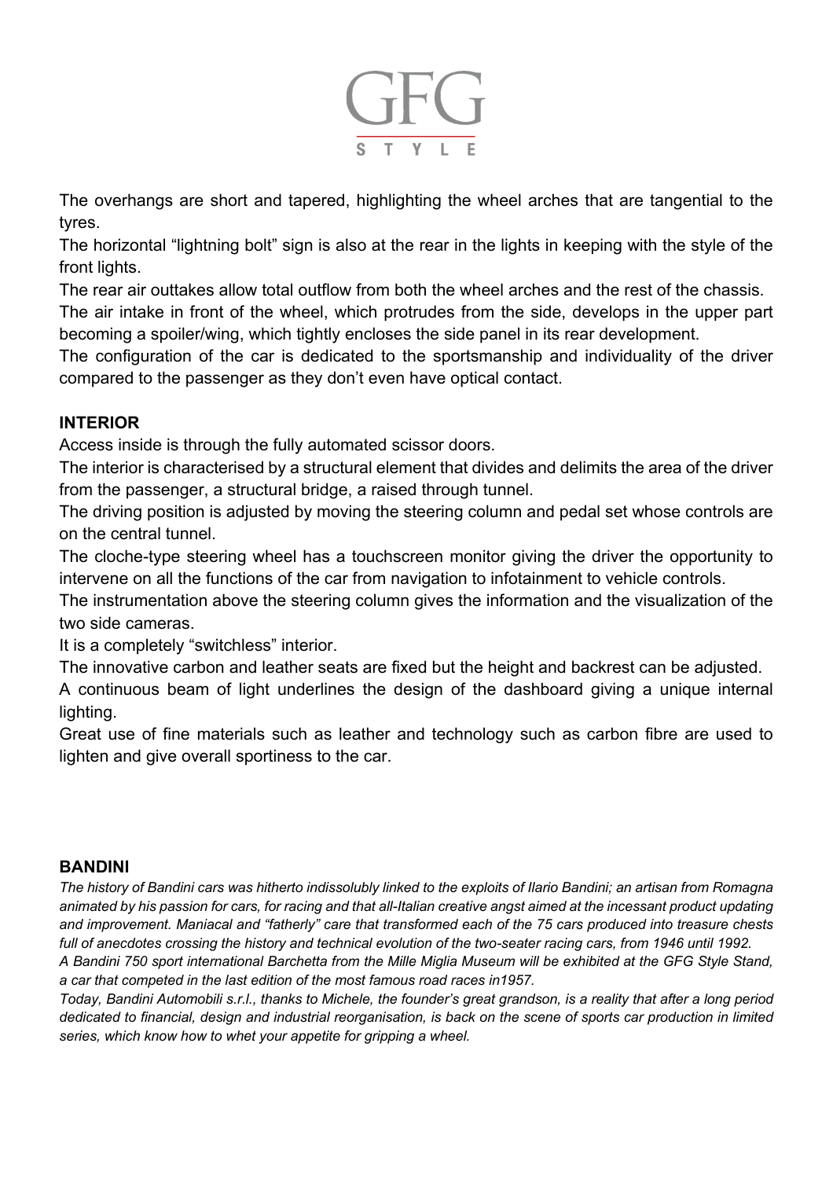The overhangs are short and tapered, highlighting the wheel arches that are tangential to the tyres.

The horizontal "lightning bolt" sign is also at the rear in the lights in keeping with the style of the front lights.

The rear air outtakes allow total outflow from both the wheel arches and the rest of the chassis.

The air intake in front of the wheel, which protrudes from the side, develops in the upper part becoming a spoiler/wing, which tightly encloses the side panel in its rear development.

The configuration of the car is dedicated to the sportsmanship and individuality of the driver compared to the passenger as they don't even have optical contact.

**INTERIOR**

Access inside is through the fully automated scissor doors.

The interior is characterised by a structural element that divides and delimits the area of the driver from the passenger, a structural bridge, a raised through tunnel.

The driving position is adjusted by moving the steering column and pedal set whose controls are on the central tunnel.

The cloche-type steering wheel has a touchscreen monitor giving the driver the opportunity to intervene on all the functions of the car from navigation to infotainment to vehicle controls.

The instrumentation above the steering column gives the information and the visualization of the two side cameras.

It is a completely "switchless" interior.

The innovative carbon and leather seats are fixed but the height and backrest can be adjusted.

A continuous beam of light underlines the design of the dashboard giving a unique internal lighting.

Great use of fine materials such as leather and technology such as carbon fibre are used to lighten and give overall sportiness to the car.

**BANDINI**

*The history of Bandini cars was hitherto indissolubly linked to the exploits of Ilario Bandini; an artisan from Romagna animated by his passion for cars, for racing and that all-Italian creative angst aimed at the incessant product updating and improvement. Maniacal and "fatherly" care that transformed each of the 75 cars produced into treasure chests full of anecdotes crossing the history and technical evolution of the two-seater racing cars, from 1946 until 1992.*

*A Bandini 750 sport international Barchetta from the Mille Miglia Museum will be exhibited at the GFG Style Stand, a car that competed in the last edition of the most famous road races in1957.*

*Today, Bandini Automobili s.r.l., thanks to Michele, the founder's great grandson, is a reality that after a long period dedicated to financial, design and industrial reorganisation, is back on the scene of sports car production in limited series, which know how to whet your appetite for gripping a wheel.*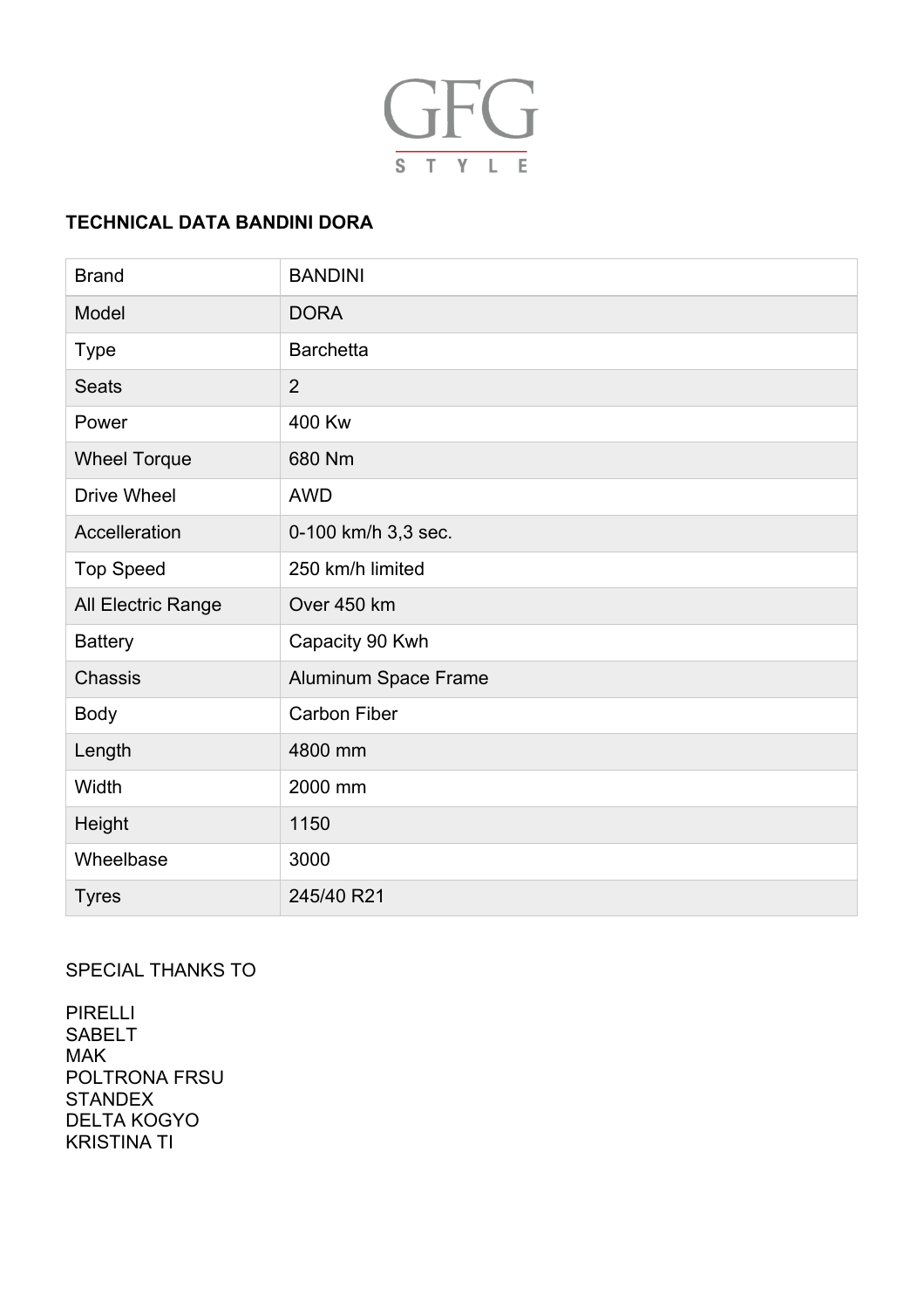GFG
STYLE

**TECHNICAL DATA BANDINI DORA**

| Brand | BANDINI |
|---|---|
| Model | DORA |
| Type | Barchetta |
| Seats | 2 |
| Power | 400 Kw |
| Wheel Torque | 680 Nm |
| Drive Wheel | AWD |
| Accelleration | 0-100 km/h 3,3 sec. |
| Top Speed | 250 km/h limited |
| All Electric Range | Over 450 km |
| Battery | Capacity 90 Kwh |
| Chassis | Aluminum Space Frame |
| Body | Carbon Fiber |
| Length | 4800 mm |
| Width | 2000 mm |
| Height | 1150 |
| Wheelbase | 3000 |
| Tyres | 245/40 R21 |

SPECIAL THANKS TO

PIRELLI
SABELT
MAK
POLTRONA FRSU
STANDEX
DELTA KOGYO
KRISTINA TI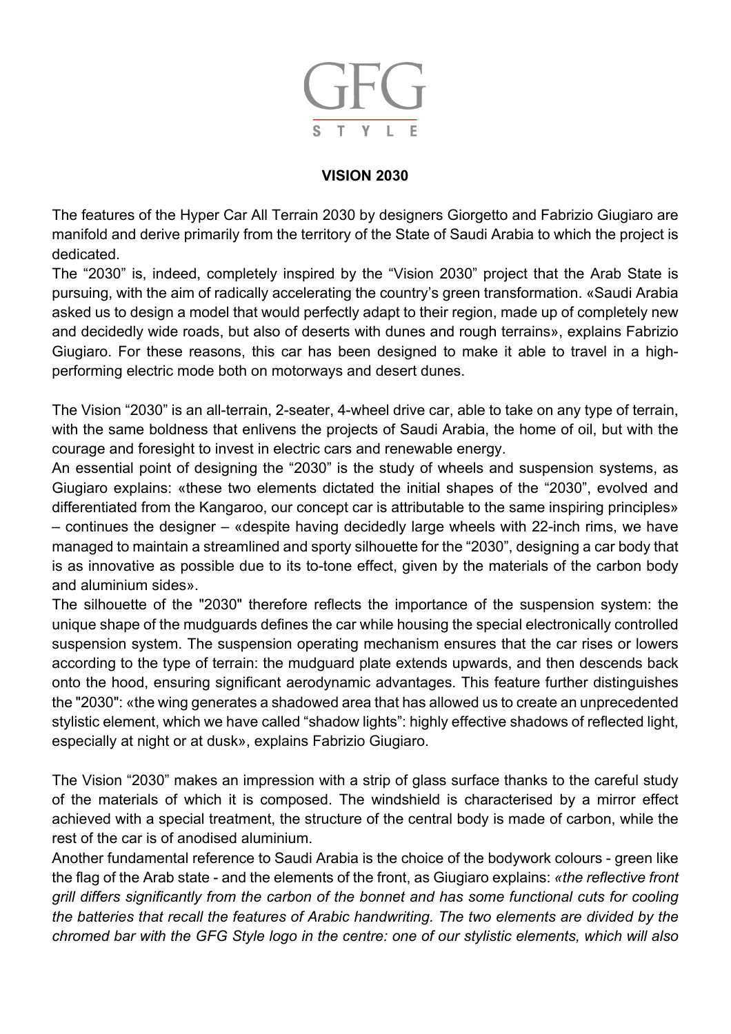GFG

STYLE

**VISION 2030**

The features of the Hyper Car All Terrain 2030 by designers Giorgetto and Fabrizio Giugiaro are manifold and derive primarily from the territory of the State of Saudi Arabia to which the project is dedicated.

The "2030" is, indeed, completely inspired by the "Vision 2030" project that the Arab State is pursuing, with the aim of radically accelerating the country's green transformation. «Saudi Arabia asked us to design a model that would perfectly adapt to their region, made up of completely new and decidedly wide roads, but also of deserts with dunes and rough terrains», explains Fabrizio Giugiaro. For these reasons, this car has been designed to make it able to travel in a high-performing electric mode both on motorways and desert dunes.

The Vision "2030" is an all-terrain, 2-seater, 4-wheel drive car, able to take on any type of terrain, with the same boldness that enlivens the projects of Saudi Arabia, the home of oil, but with the courage and foresight to invest in electric cars and renewable energy.

An essential point of designing the "2030" is the study of wheels and suspension systems, as Giugiaro explains: «these two elements dictated the initial shapes of the "2030", evolved and differentiated from the Kangaroo, our concept car is attributable to the same inspiring principles» – continues the designer – «despite having decidedly large wheels with 22-inch rims, we have managed to maintain a streamlined and sporty silhouette for the "2030", designing a car body that is as innovative as possible due to its to-tone effect, given by the materials of the carbon body and aluminium sides».

The silhouette of the "2030" therefore reflects the importance of the suspension system: the unique shape of the mudguards defines the car while housing the special electronically controlled suspension system. The suspension operating mechanism ensures that the car rises or lowers according to the type of terrain: the mudguard plate extends upwards, and then descends back onto the hood, ensuring significant aerodynamic advantages. This feature further distinguishes the "2030": «the wing generates a shadowed area that has allowed us to create an unprecedented stylistic element, which we have called "shadow lights": highly effective shadows of reflected light, especially at night or at dusk», explains Fabrizio Giugiaro.

The Vision "2030" makes an impression with a strip of glass surface thanks to the careful study of the materials of which it is composed. The windshield is characterised by a mirror effect achieved with a special treatment, the structure of the central body is made of carbon, while the rest of the car is of anodised aluminium.

Another fundamental reference to Saudi Arabia is the choice of the bodywork colours - green like the flag of the Arab state - and the elements of the front, as Giugiaro explains: *«the reflective front grill differs significantly from the carbon of the bonnet and has some functional cuts for cooling the batteries that recall the features of Arabic handwriting. The two elements are divided by the chromed bar with the GFG Style logo in the centre: one of our stylistic elements, which will also*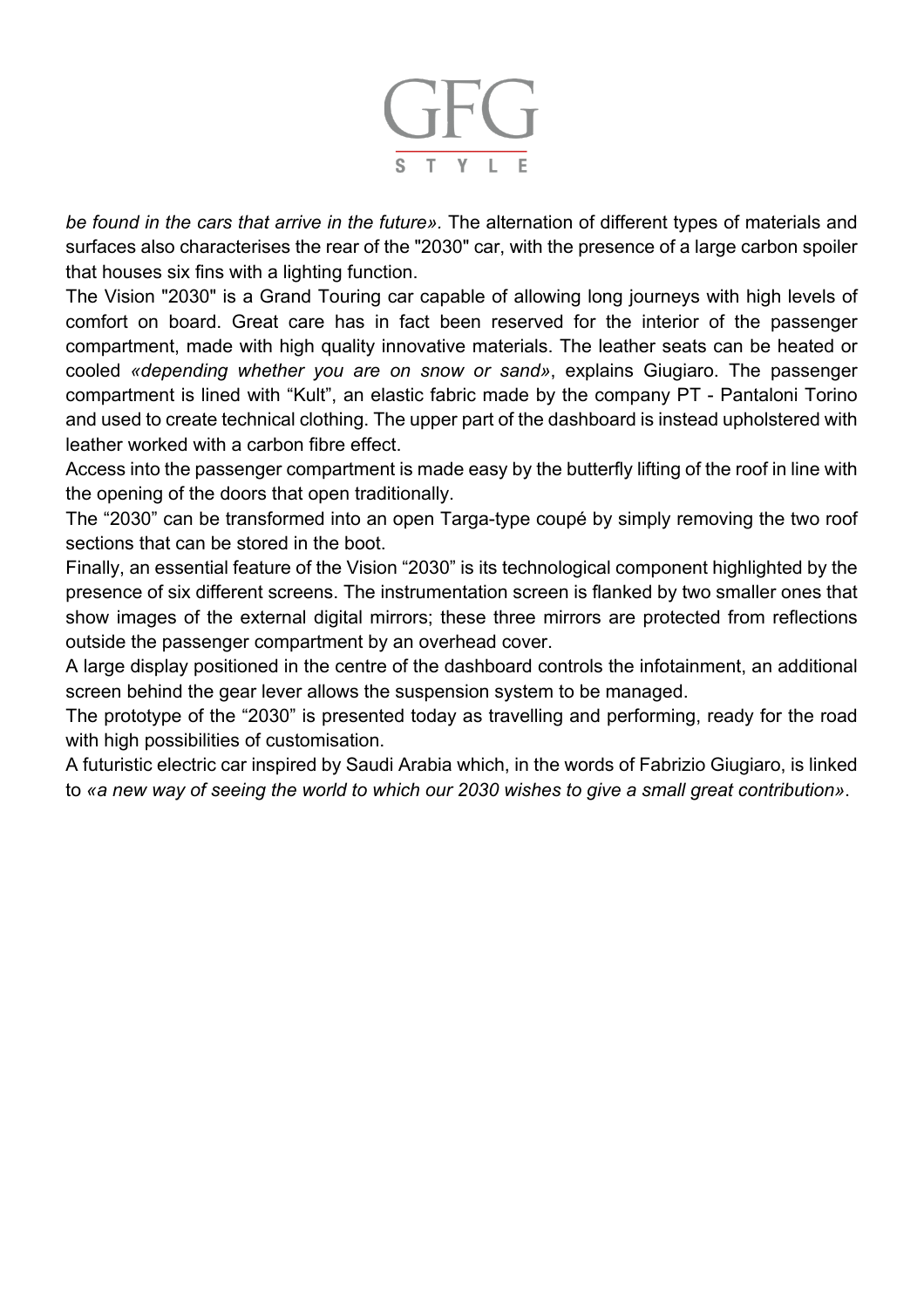*be found in the cars that arrive in the future».* The alternation of different types of materials and surfaces also characterises the rear of the "2030" car, with the presence of a large carbon spoiler that houses six fins with a lighting function.

The Vision "2030" is a Grand Touring car capable of allowing long journeys with high levels of comfort on board. Great care has in fact been reserved for the interior of the passenger compartment, made with high quality innovative materials. The leather seats can be heated or cooled *«depending whether you are on snow or sand»*, explains Giugiaro. The passenger compartment is lined with "Kult", an elastic fabric made by the company PT - Pantaloni Torino and used to create technical clothing. The upper part of the dashboard is instead upholstered with leather worked with a carbon fibre effect.

Access into the passenger compartment is made easy by the butterfly lifting of the roof in line with the opening of the doors that open traditionally.

The "2030" can be transformed into an open Targa-type coupé by simply removing the two roof sections that can be stored in the boot.

Finally, an essential feature of the Vision "2030" is its technological component highlighted by the presence of six different screens. The instrumentation screen is flanked by two smaller ones that show images of the external digital mirrors; these three mirrors are protected from reflections outside the passenger compartment by an overhead cover.

A large display positioned in the centre of the dashboard controls the infotainment, an additional screen behind the gear lever allows the suspension system to be managed.

The prototype of the "2030" is presented today as travelling and performing, ready for the road with high possibilities of customisation.

A futuristic electric car inspired by Saudi Arabia which, in the words of Fabrizio Giugiaro, is linked to *«a new way of seeing the world to which our 2030 wishes to give a small great contribution»*.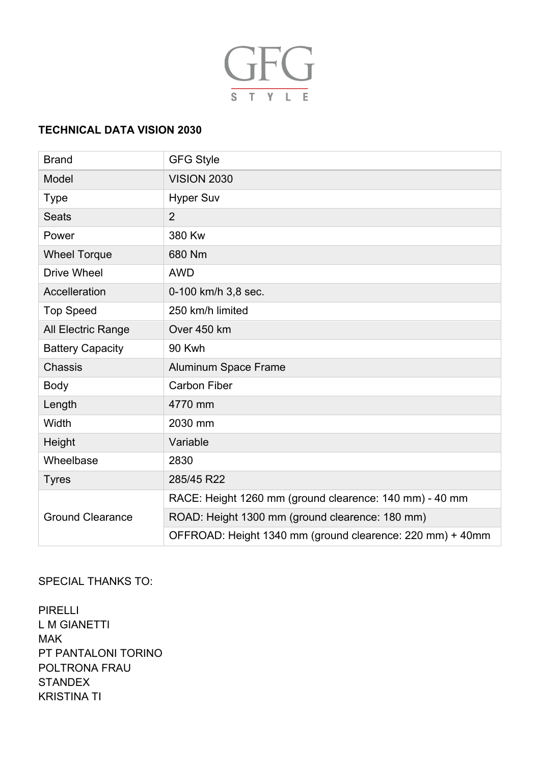GFG
STYLE

**TECHNICAL DATA VISION 2030**

| | |
|---|---|
| Brand | GFG Style |
| Model | VISION 2030 |
| Type | Hyper Suv |
| Seats | 2 |
| Power | 380 Kw |
| Wheel Torque | 680 Nm |
| Drive Wheel | AWD |
| Accelleration | 0-100 km/h 3,8 sec. |
| Top Speed | 250 km/h limited |
| All Electric Range | Over 450 km |
| Battery Capacity | 90 Kwh |
| Chassis | Aluminum Space Frame |
| Body | Carbon Fiber |
| Length | 4770 mm |
| Width | 2030 mm |
| Height | Variable |
| Wheelbase | 2830 |
| Tyres | 285/45 R22 |
| Ground Clearance | RACE: Height 1260 mm (ground clearence: 140 mm) - 40 mm |
| | ROAD: Height 1300 mm (ground clearence: 180 mm) |
| | OFFROAD: Height 1340 mm (ground clearence: 220 mm) + 40mm |

SPECIAL THANKS TO:

PIRELLI
L M GIANETTI
MAK
PT PANTALONI TORINO
POLTRONA FRAU
STANDEX
KRISTINA TI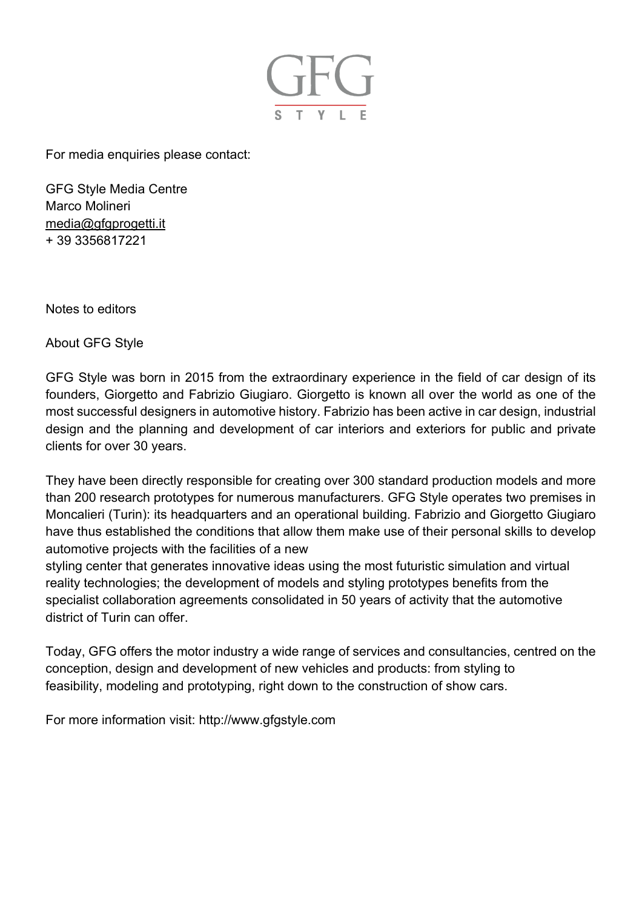GFG STYLE

For media enquiries please contact:

GFG Style Media Centre
Marco Molineri
media@gfgprogetti.it
+ 39 3356817221

Notes to editors

About GFG Style

GFG Style was born in 2015 from the extraordinary experience in the field of car design of its founders, Giorgetto and Fabrizio Giugiaro. Giorgetto is known all over the world as one of the most successful designers in automotive history. Fabrizio has been active in car design, industrial design and the planning and development of car interiors and exteriors for public and private clients for over 30 years.

They have been directly responsible for creating over 300 standard production models and more than 200 research prototypes for numerous manufacturers. GFG Style operates two premises in Moncalieri (Turin): its headquarters and an operational building. Fabrizio and Giorgetto Giugiaro have thus established the conditions that allow them make use of their personal skills to develop automotive projects with the facilities of a new styling center that generates innovative ideas using the most futuristic simulation and virtual reality technologies; the development of models and styling prototypes benefits from the specialist collaboration agreements consolidated in 50 years of activity that the automotive district of Turin can offer.

Today, GFG offers the motor industry a wide range of services and consultancies, centred on the conception, design and development of new vehicles and products: from styling to feasibility, modeling and prototyping, right down to the construction of show cars.

For more information visit: http://www.gfgstyle.com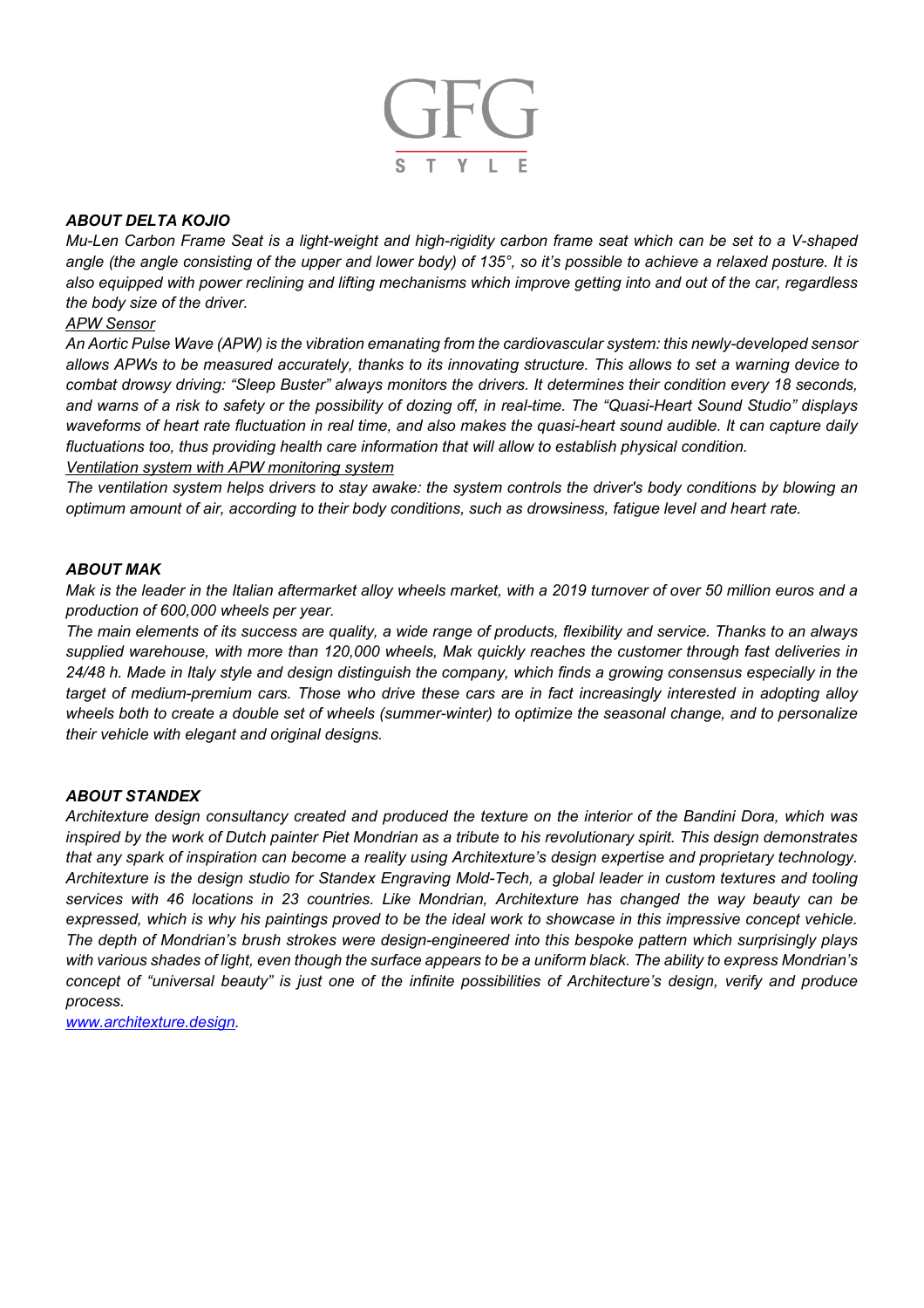GFG STYLE

***ABOUT DELTA KOJIO***

*Mu-Len Carbon Frame Seat is a light-weight and high-rigidity carbon frame seat which can be set to a V-shaped angle (the angle consisting of the upper and lower body) of 135°, so it's possible to achieve a relaxed posture. It is also equipped with power reclining and lifting mechanisms which improve getting into and out of the car, regardless the body size of the driver.*

*APW Sensor*

*An Aortic Pulse Wave (APW) is the vibration emanating from the cardiovascular system: this newly-developed sensor allows APWs to be measured accurately, thanks to its innovating structure. This allows to set a warning device to combat drowsy driving: "Sleep Buster" always monitors the drivers. It determines their condition every 18 seconds, and warns of a risk to safety or the possibility of dozing off, in real-time. The "Quasi-Heart Sound Studio" displays waveforms of heart rate fluctuation in real time, and also makes the quasi-heart sound audible. It can capture daily fluctuations too, thus providing health care information that will allow to establish physical condition.*

*Ventilation system with APW monitoring system*

*The ventilation system helps drivers to stay awake: the system controls the driver's body conditions by blowing an optimum amount of air, according to their body conditions, such as drowsiness, fatigue level and heart rate.*

***ABOUT MAK***

*Mak is the leader in the Italian aftermarket alloy wheels market, with a 2019 turnover of over 50 million euros and a production of 600,000 wheels per year.*

*The main elements of its success are quality, a wide range of products, flexibility and service. Thanks to an always supplied warehouse, with more than 120,000 wheels, Mak quickly reaches the customer through fast deliveries in 24/48 h. Made in Italy style and design distinguish the company, which finds a growing consensus especially in the target of medium-premium cars. Those who drive these cars are in fact increasingly interested in adopting alloy wheels both to create a double set of wheels (summer-winter) to optimize the seasonal change, and to personalize their vehicle with elegant and original designs.*

***ABOUT STANDEX***

*Architexture design consultancy created and produced the texture on the interior of the Bandini Dora, which was inspired by the work of Dutch painter Piet Mondrian as a tribute to his revolutionary spirit. This design demonstrates that any spark of inspiration can become a reality using Architexture's design expertise and proprietary technology. Architexture is the design studio for Standex Engraving Mold-Tech, a global leader in custom textures and tooling services with 46 locations in 23 countries. Like Mondrian, Architexture has changed the way beauty can be expressed, which is why his paintings proved to be the ideal work to showcase in this impressive concept vehicle. The depth of Mondrian's brush strokes were design-engineered into this bespoke pattern which surprisingly plays with various shades of light, even though the surface appears to be a uniform black. The ability to express Mondrian's concept of "universal beauty" is just one of the infinite possibilities of Architecture's design, verify and produce process.*

*[www.architexture.design](http://www.architexture.design).*